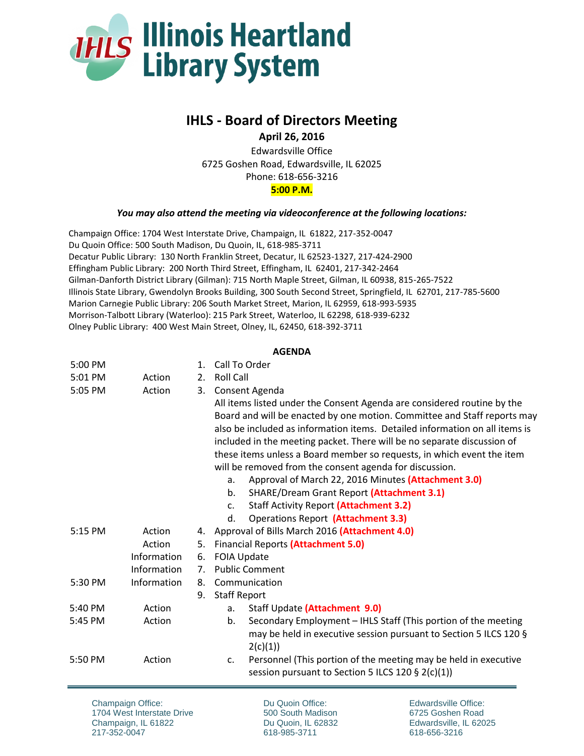# Illinois Heartland Library System

## IHLS - Board of Directors Meeting

**April 26, 2016**

Edwardsville Office
6725 Goshen Road, Edwardsville, IL 62025
Phone: 618-656-3216
**5:00 P.M.**

***You may also attend the meeting via videoconference at the following locations:***

Champaign Office: 1704 West Interstate Drive, Champaign, IL 61822, 217-352-0047
Du Quoin Office: 500 South Madison, Du Quoin, IL, 618-985-3711
Decatur Public Library: 130 North Franklin Street, Decatur, IL 62523-1327, 217-424-2900
Effingham Public Library: 200 North Third Street, Effingham, IL 62401, 217-342-2464
Gilman-Danforth District Library (Gilman): 715 North Maple Street, Gilman, IL 60938, 815-265-7522
Illinois State Library, Gwendolyn Brooks Building, 300 South Second Street, Springfield, IL 62701, 217-785-5600
Marion Carnegie Public Library: 206 South Market Street, Marion, IL 62959, 618-993-5935
Morrison-Talbott Library (Waterloo): 215 Park Street, Waterloo, IL 62298, 618-939-6232
Olney Public Library: 400 West Main Street, Olney, IL, 62450, 618-392-3711

**AGENDA**

| Time | Type | Item |
|---|---|---|
| 5:00 PM | | 1. Call To Order |
| 5:01 PM | Action | 2. Roll Call |
| 5:05 PM | Action | 3. Consent Agenda<br>All items listed under the Consent Agenda are considered routine by the Board and will be enacted by one motion. Committee and Staff reports may also be included as information items. Detailed information on all items is included in the meeting packet. There will be no separate discussion of these items unless a Board member so requests, in which event the item will be removed from the consent agenda for discussion.<br>a. Approval of March 22, 2016 Minutes **(Attachment 3.0)**<br>b. SHARE/Dream Grant Report **(Attachment 3.1)**<br>c. Staff Activity Report **(Attachment 3.2)**<br>d. Operations Report **(Attachment 3.3)** |
| 5:15 PM | Action | 4. Approval of Bills March 2016 **(Attachment 4.0)** |
| | Action | 5. Financial Reports **(Attachment 5.0)** |
| | Information | 6. FOIA Update |
| | Information | 7. Public Comment |
| 5:30 PM | Information | 8. Communication |
| | | 9. Staff Report |
| 5:40 PM | Action | a. Staff Update **(Attachment 9.0)** |
| 5:45 PM | Action | b. Secondary Employment – IHLS Staff (This portion of the meeting may be held in executive session pursuant to Section 5 ILCS 120 § 2(c)(1)) |
| 5:50 PM | Action | c. Personnel (This portion of the meeting may be held in executive session pursuant to Section 5 ILCS 120 § 2(c)(1)) |

Champaign Office:
1704 West Interstate Drive
Champaign, IL 61822
217-352-0047

Du Quoin Office:
500 South Madison
Du Quoin, IL 62832
618-985-3711

Edwardsville Office:
6725 Goshen Road
Edwardsville, IL 62025
618-656-3216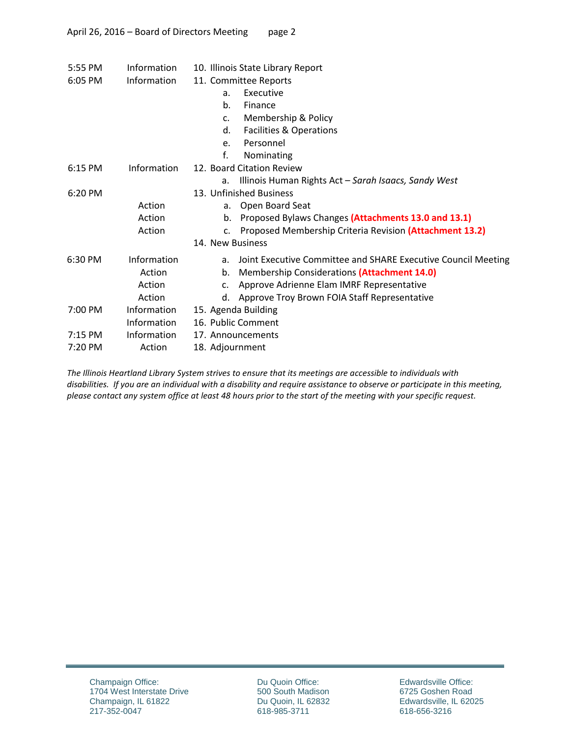| | | |
|---|---|---|
| 5:55 PM | Information | 10. Illinois State Library Report |
| 6:05 PM | Information | 11. Committee Reports |
| | | a. Executive |
| | | b. Finance |
| | | c. Membership & Policy |
| | | d. Facilities & Operations |
| | | e. Personnel |
| | | f. Nominating |
| 6:15 PM | Information | 12. Board Citation Review |
| | | a. Illinois Human Rights Act – *Sarah Isaacs, Sandy West* |
| 6:20 PM | | 13. Unfinished Business |
| | Action | a. Open Board Seat |
| | Action | b. Proposed Bylaws Changes **(Attachments 13.0 and 13.1)** |
| | Action | c. Proposed Membership Criteria Revision **(Attachment 13.2)** |
| | | 14. New Business |
| 6:30 PM | Information | a. Joint Executive Committee and SHARE Executive Council Meeting |
| | Action | b. Membership Considerations **(Attachment 14.0)** |
| | Action | c. Approve Adrienne Elam IMRF Representative |
| | Action | d. Approve Troy Brown FOIA Staff Representative |
| 7:00 PM | Information | 15. Agenda Building |
| | Information | 16. Public Comment |
| 7:15 PM | Information | 17. Announcements |
| 7:20 PM | Action | 18. Adjournment |

*The Illinois Heartland Library System strives to ensure that its meetings are accessible to individuals with disabilities. If you are an individual with a disability and require assistance to observe or participate in this meeting, please contact any system office at least 48 hours prior to the start of the meeting with your specific request.*

Champaign Office:
1704 West Interstate Drive
Champaign, IL 61822
217-352-0047

Du Quoin Office:
500 South Madison
Du Quoin, IL 62832
618-985-3711

Edwardsville Office:
6725 Goshen Road
Edwardsville, IL 62025
618-656-3216